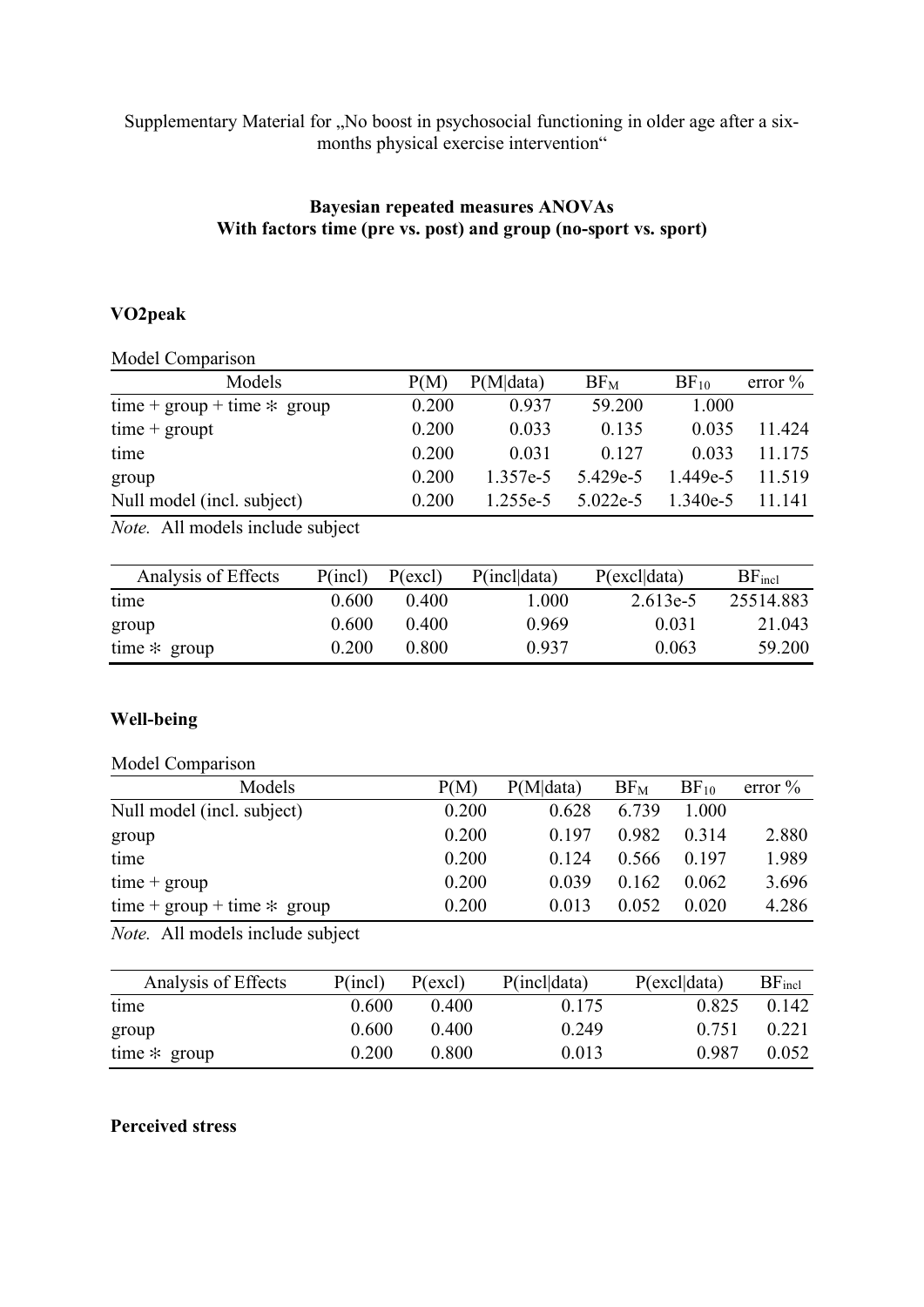Supplementary Material for „No boost in psychosocial functioning in older age after a six-months physical exercise intervention“

**Bayesian repeated measures ANOVAs**
**With factors time (pre vs. post) and group (no-sport vs. sport)**

### VO2peak

Model Comparison

| Models | P(M) | P(M\|data) | $BF_M$ | $BF_{10}$ | error % |
|---|---|---|---|---|---|
| time + group + time ✻ group | 0.200 | 0.937 | 59.200 | 1.000 | |
| time + groupt | 0.200 | 0.033 | 0.135 | 0.035 | 11.424 |
| time | 0.200 | 0.031 | 0.127 | 0.033 | 11.175 |
| group | 0.200 | 1.357e-5 | 5.429e-5 | 1.449e-5 | 11.519 |
| Null model (incl. subject) | 0.200 | 1.255e-5 | 5.022e-5 | 1.340e-5 | 11.141 |

*Note.* All models include subject

| Analysis of Effects | P(incl) | P(excl) | P(incl\|data) | P(excl\|data) | $BF_{incl}$ |
|---|---|---|---|---|---|
| time | 0.600 | 0.400 | 1.000 | 2.613e-5 | 25514.883 |
| group | 0.600 | 0.400 | 0.969 | 0.031 | 21.043 |
| time ✻ group | 0.200 | 0.800 | 0.937 | 0.063 | 59.200 |

### Well-being

Model Comparison

| Models | P(M) | P(M\|data) | $BF_M$ | $BF_{10}$ | error % |
|---|---|---|---|---|---|
| Null model (incl. subject) | 0.200 | 0.628 | 6.739 | 1.000 | |
| group | 0.200 | 0.197 | 0.982 | 0.314 | 2.880 |
| time | 0.200 | 0.124 | 0.566 | 0.197 | 1.989 |
| time + group | 0.200 | 0.039 | 0.162 | 0.062 | 3.696 |
| time + group + time ✻ group | 0.200 | 0.013 | 0.052 | 0.020 | 4.286 |

*Note.* All models include subject

| Analysis of Effects | P(incl) | P(excl) | P(incl\|data) | P(excl\|data) | $BF_{incl}$ |
|---|---|---|---|---|---|
| time | 0.600 | 0.400 | 0.175 | 0.825 | 0.142 |
| group | 0.600 | 0.400 | 0.249 | 0.751 | 0.221 |
| time ✻ group | 0.200 | 0.800 | 0.013 | 0.987 | 0.052 |

### Perceived stress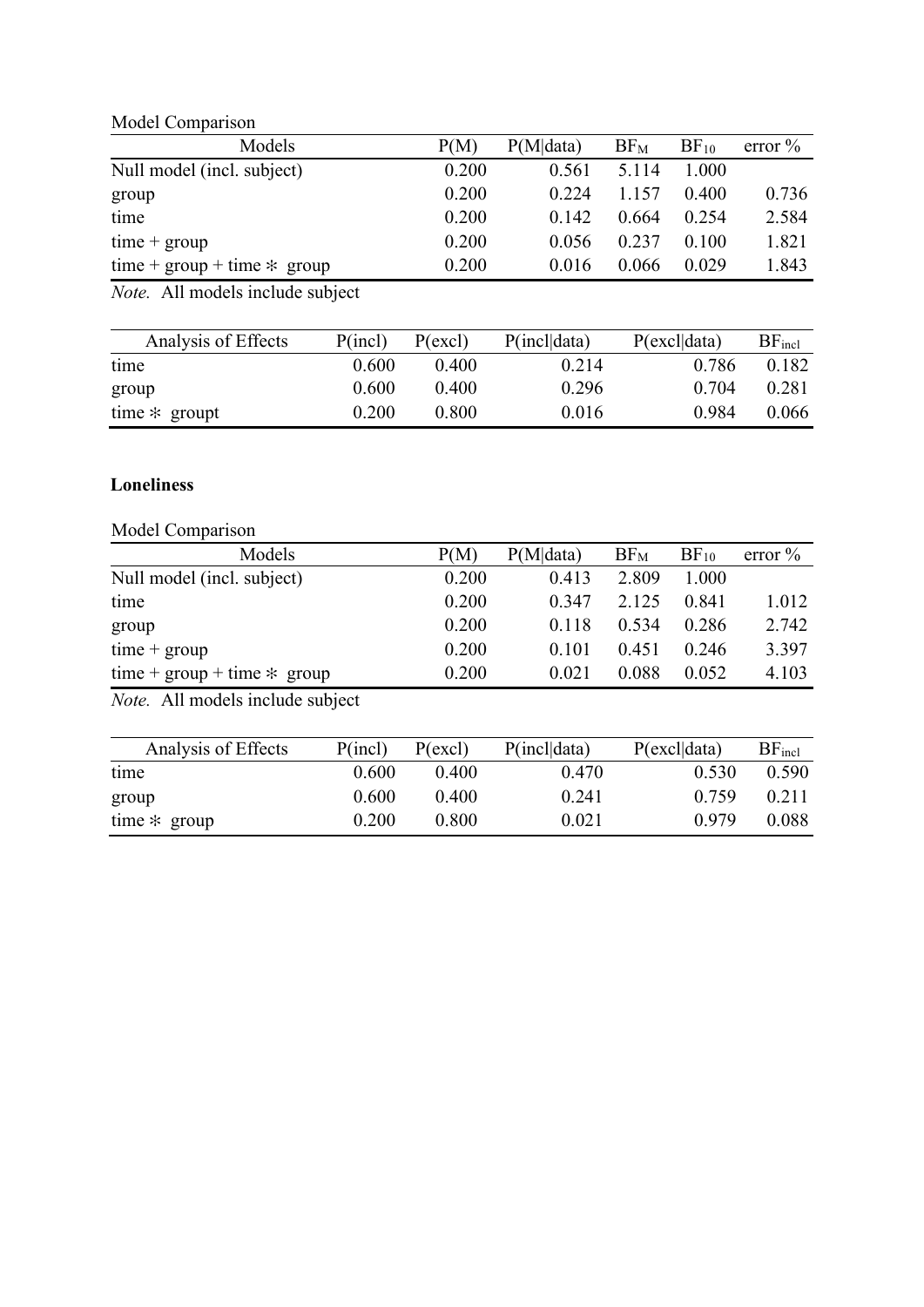Model Comparison

| Models | P(M) | P(M\|data) | $BF_M$ | $BF_{10}$ | error % |
|---|---|---|---|---|---|
| Null model (incl. subject) | 0.200 | 0.561 | 5.114 | 1.000 | |
| group | 0.200 | 0.224 | 1.157 | 0.400 | 0.736 |
| time | 0.200 | 0.142 | 0.664 | 0.254 | 2.584 |
| time + group | 0.200 | 0.056 | 0.237 | 0.100 | 1.821 |
| time + group + time ✻ group | 0.200 | 0.016 | 0.066 | 0.029 | 1.843 |

*Note.* All models include subject

| Analysis of Effects | P(incl) | P(excl) | P(incl\|data) | P(excl\|data) | $BF_{incl}$ |
|---|---|---|---|---|---|
| time | 0.600 | 0.400 | 0.214 | 0.786 | 0.182 |
| group | 0.600 | 0.400 | 0.296 | 0.704 | 0.281 |
| time ✻ groupt | 0.200 | 0.800 | 0.016 | 0.984 | 0.066 |

**Loneliness**

Model Comparison

| Models | P(M) | P(M\|data) | $BF_M$ | $BF_{10}$ | error % |
|---|---|---|---|---|---|
| Null model (incl. subject) | 0.200 | 0.413 | 2.809 | 1.000 | |
| time | 0.200 | 0.347 | 2.125 | 0.841 | 1.012 |
| group | 0.200 | 0.118 | 0.534 | 0.286 | 2.742 |
| time + group | 0.200 | 0.101 | 0.451 | 0.246 | 3.397 |
| time + group + time ✻ group | 0.200 | 0.021 | 0.088 | 0.052 | 4.103 |

*Note.* All models include subject

| Analysis of Effects | P(incl) | P(excl) | P(incl\|data) | P(excl\|data) | $BF_{incl}$ |
|---|---|---|---|---|---|
| time | 0.600 | 0.400 | 0.470 | 0.530 | 0.590 |
| group | 0.600 | 0.400 | 0.241 | 0.759 | 0.211 |
| time ✻ group | 0.200 | 0.800 | 0.021 | 0.979 | 0.088 |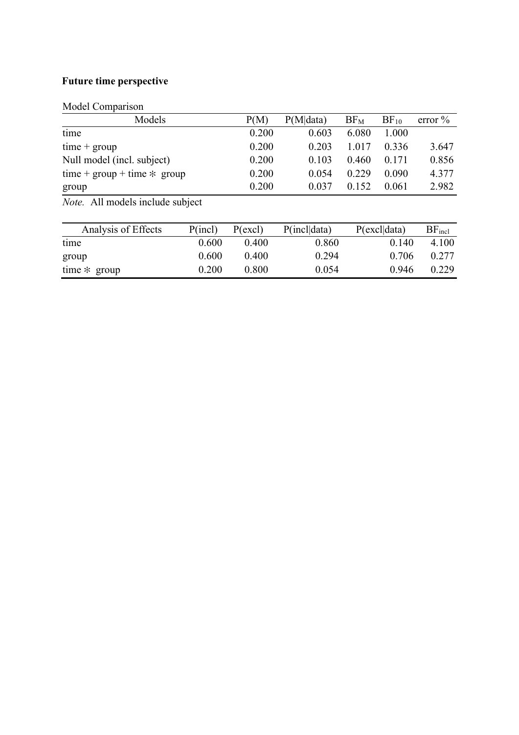**Future time perspective**

Model Comparison

| Models | P(M) | P(M\|data) | $BF_M$ | $BF_{10}$ | error % |
|---|---|---|---|---|---|
| time | 0.200 | 0.603 | 6.080 | 1.000 | |
| time + group | 0.200 | 0.203 | 1.017 | 0.336 | 3.647 |
| Null model (incl. subject) | 0.200 | 0.103 | 0.460 | 0.171 | 0.856 |
| time + group + time ✻ group | 0.200 | 0.054 | 0.229 | 0.090 | 4.377 |
| group | 0.200 | 0.037 | 0.152 | 0.061 | 2.982 |

*Note.* All models include subject

| Analysis of Effects | P(incl) | P(excl) | P(incl\|data) | P(excl\|data) | $BF_{incl}$ |
|---|---|---|---|---|---|
| time | 0.600 | 0.400 | 0.860 | 0.140 | 4.100 |
| group | 0.600 | 0.400 | 0.294 | 0.706 | 0.277 |
| time ✻ group | 0.200 | 0.800 | 0.054 | 0.946 | 0.229 |